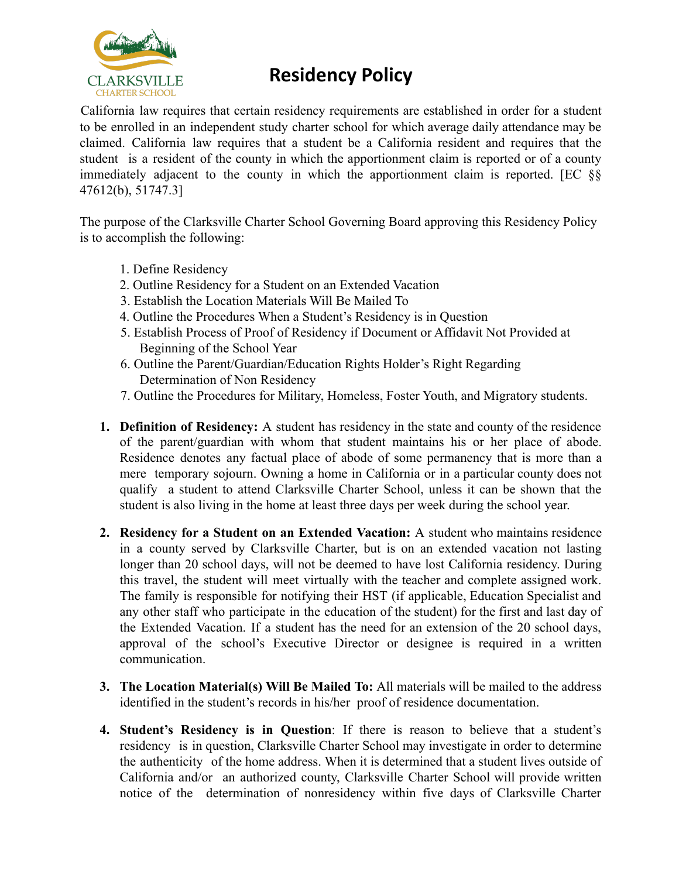# Residency Policy

California law requires that certain residency requirements are established in order for a student to be enrolled in an independent study charter school for which average daily attendance may be claimed. California law requires that a student be a California resident and requires that the student is a resident of the county in which the apportionment claim is reported or of a county immediately adjacent to the county in which the apportionment claim is reported. [EC §§ 47612(b), 51747.3]

The purpose of the Clarksville Charter School Governing Board approving this Residency Policy is to accomplish the following:

1. Define Residency
2. Outline Residency for a Student on an Extended Vacation
3. Establish the Location Materials Will Be Mailed To
4. Outline the Procedures When a Student's Residency is in Question
5. Establish Process of Proof of Residency if Document or Affidavit Not Provided at Beginning of the School Year
6. Outline the Parent/Guardian/Education Rights Holder's Right Regarding Determination of Non Residency
7. Outline the Procedures for Military, Homeless, Foster Youth, and Migratory students.

1. **Definition of Residency:** A student has residency in the state and county of the residence of the parent/guardian with whom that student maintains his or her place of abode. Residence denotes any factual place of abode of some permanency that is more than a mere temporary sojourn. Owning a home in California or in a particular county does not qualify a student to attend Clarksville Charter School, unless it can be shown that the student is also living in the home at least three days per week during the school year.

2. **Residency for a Student on an Extended Vacation:** A student who maintains residence in a county served by Clarksville Charter, but is on an extended vacation not lasting longer than 20 school days, will not be deemed to have lost California residency. During this travel, the student will meet virtually with the teacher and complete assigned work. The family is responsible for notifying their HST (if applicable, Education Specialist and any other staff who participate in the education of the student) for the first and last day of the Extended Vacation. If a student has the need for an extension of the 20 school days, approval of the school's Executive Director or designee is required in a written communication.

3. **The Location Material(s) Will Be Mailed To:** All materials will be mailed to the address identified in the student's records in his/her proof of residence documentation.

4. **Student's Residency is in Question**: If there is reason to believe that a student's residency is in question, Clarksville Charter School may investigate in order to determine the authenticity of the home address. When it is determined that a student lives outside of California and/or an authorized county, Clarksville Charter School will provide written notice of the determination of nonresidency within five days of Clarksville Charter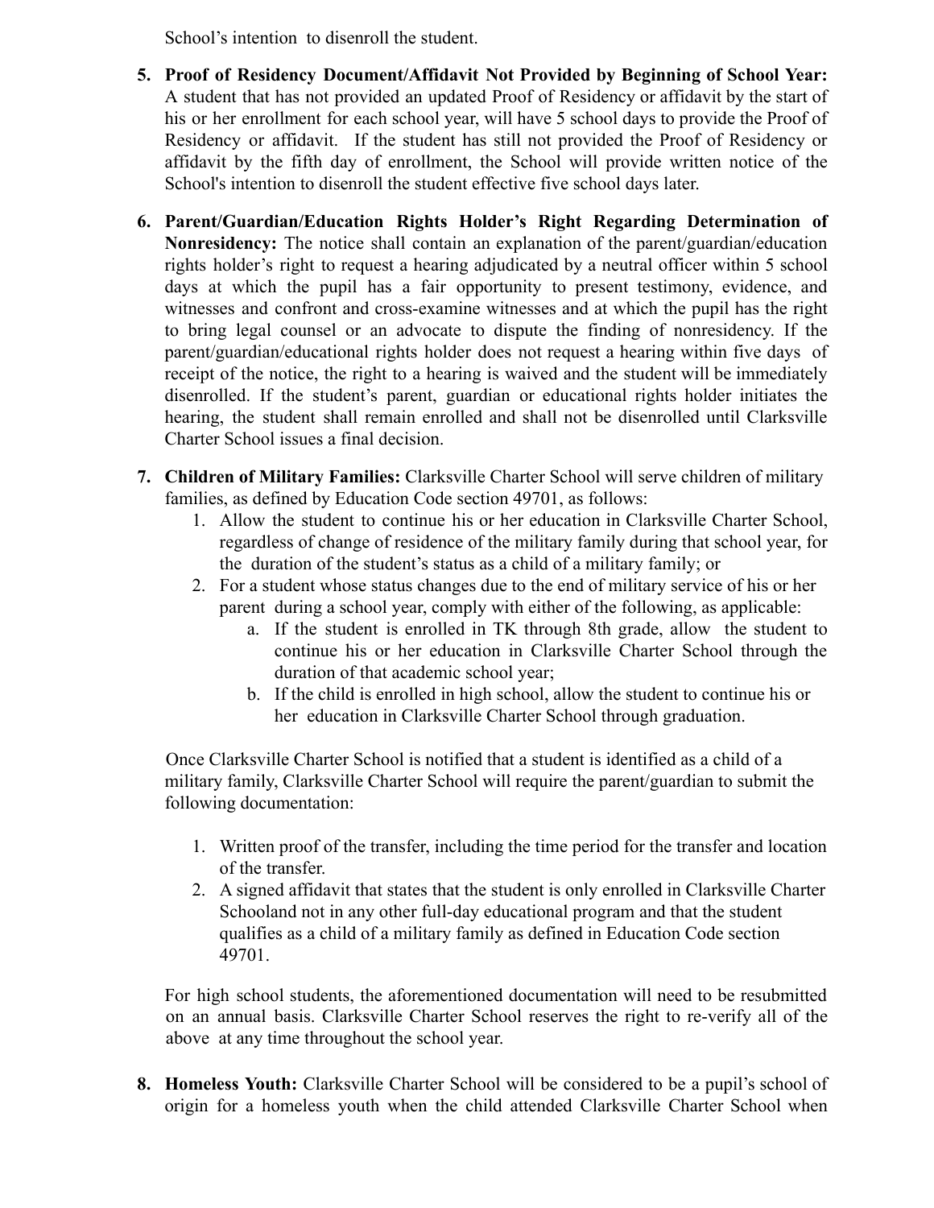School's intention to disenroll the student.

5. **Proof of Residency Document/Affidavit Not Provided by Beginning of School Year:** A student that has not provided an updated Proof of Residency or affidavit by the start of his or her enrollment for each school year, will have 5 school days to provide the Proof of Residency or affidavit. If the student has still not provided the Proof of Residency or affidavit by the fifth day of enrollment, the School will provide written notice of the School's intention to disenroll the student effective five school days later.

6. **Parent/Guardian/Education Rights Holder's Right Regarding Determination of Nonresidency:** The notice shall contain an explanation of the parent/guardian/education rights holder's right to request a hearing adjudicated by a neutral officer within 5 school days at which the pupil has a fair opportunity to present testimony, evidence, and witnesses and confront and cross-examine witnesses and at which the pupil has the right to bring legal counsel or an advocate to dispute the finding of nonresidency. If the parent/guardian/educational rights holder does not request a hearing within five days of receipt of the notice, the right to a hearing is waived and the student will be immediately disenrolled. If the student's parent, guardian or educational rights holder initiates the hearing, the student shall remain enrolled and shall not be disenrolled until Clarksville Charter School issues a final decision.

7. **Children of Military Families:** Clarksville Charter School will serve children of military families, as defined by Education Code section 49701, as follows:
    1. Allow the student to continue his or her education in Clarksville Charter School, regardless of change of residence of the military family during that school year, for the duration of the student's status as a child of a military family; or
    2. For a student whose status changes due to the end of military service of his or her parent during a school year, comply with either of the following, as applicable:
        a. If the student is enrolled in TK through 8th grade, allow the student to continue his or her education in Clarksville Charter School through the duration of that academic school year;
        b. If the child is enrolled in high school, allow the student to continue his or her education in Clarksville Charter School through graduation.

    Once Clarksville Charter School is notified that a student is identified as a child of a military family, Clarksville Charter School will require the parent/guardian to submit the following documentation:

    1. Written proof of the transfer, including the time period for the transfer and location of the transfer.
    2. A signed affidavit that states that the student is only enrolled in Clarksville Charter Schooland not in any other full-day educational program and that the student qualifies as a child of a military family as defined in Education Code section 49701.

    For high school students, the aforementioned documentation will need to be resubmitted on an annual basis. Clarksville Charter School reserves the right to re-verify all of the above at any time throughout the school year.

8. **Homeless Youth:** Clarksville Charter School will be considered to be a pupil's school of origin for a homeless youth when the child attended Clarksville Charter School when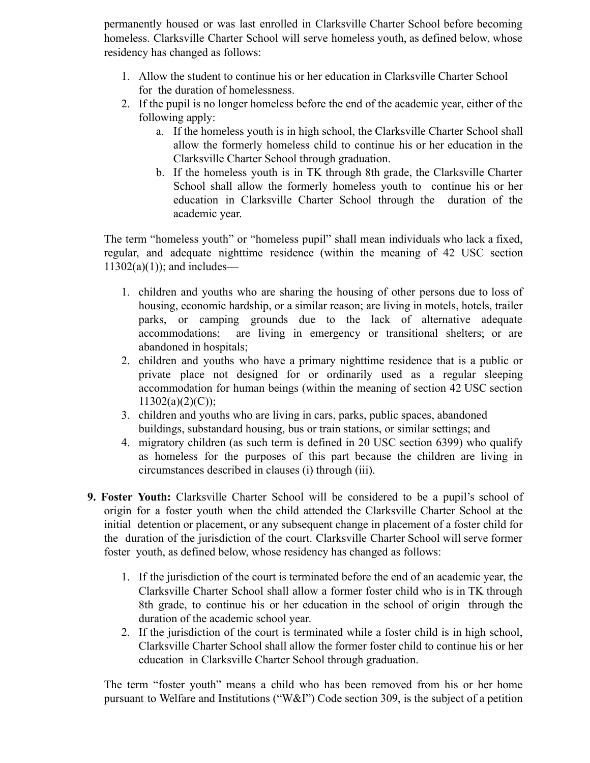permanently housed or was last enrolled in Clarksville Charter School before becoming homeless. Clarksville Charter School will serve homeless youth, as defined below, whose residency has changed as follows:

1. Allow the student to continue his or her education in Clarksville Charter School for the duration of homelessness.
2. If the pupil is no longer homeless before the end of the academic year, either of the following apply:
   a. If the homeless youth is in high school, the Clarksville Charter School shall allow the formerly homeless child to continue his or her education in the Clarksville Charter School through graduation.
   b. If the homeless youth is in TK through 8th grade, the Clarksville Charter School shall allow the formerly homeless youth to continue his or her education in Clarksville Charter School through the duration of the academic year.

The term "homeless youth" or "homeless pupil" shall mean individuals who lack a fixed, regular, and adequate nighttime residence (within the meaning of 42 USC section 11302(a)(1)); and includes—

1. children and youths who are sharing the housing of other persons due to loss of housing, economic hardship, or a similar reason; are living in motels, hotels, trailer parks, or camping grounds due to the lack of alternative adequate accommodations; are living in emergency or transitional shelters; or are abandoned in hospitals;
2. children and youths who have a primary nighttime residence that is a public or private place not designed for or ordinarily used as a regular sleeping accommodation for human beings (within the meaning of section 42 USC section 11302(a)(2)(C));
3. children and youths who are living in cars, parks, public spaces, abandoned buildings, substandard housing, bus or train stations, or similar settings; and
4. migratory children (as such term is defined in 20 USC section 6399) who qualify as homeless for the purposes of this part because the children are living in circumstances described in clauses (i) through (iii).

**9. Foster Youth:** Clarksville Charter School will be considered to be a pupil's school of origin for a foster youth when the child attended the Clarksville Charter School at the initial detention or placement, or any subsequent change in placement of a foster child for the duration of the jurisdiction of the court. Clarksville Charter School will serve former foster youth, as defined below, whose residency has changed as follows:

1. If the jurisdiction of the court is terminated before the end of an academic year, the Clarksville Charter School shall allow a former foster child who is in TK through 8th grade, to continue his or her education in the school of origin through the duration of the academic school year.
2. If the jurisdiction of the court is terminated while a foster child is in high school, Clarksville Charter School shall allow the former foster child to continue his or her education in Clarksville Charter School through graduation.

The term "foster youth" means a child who has been removed from his or her home pursuant to Welfare and Institutions ("W&I") Code section 309, is the subject of a petition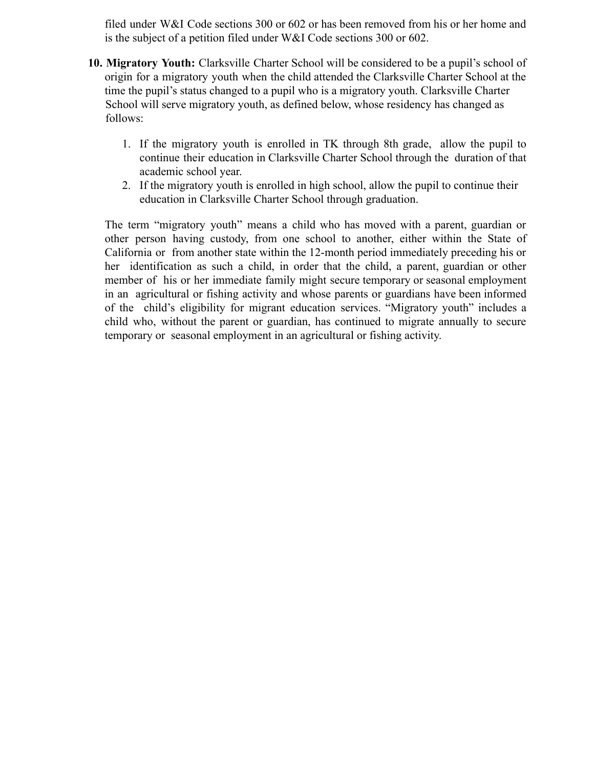filed under W&I Code sections 300 or 602 or has been removed from his or her home and is the subject of a petition filed under W&I Code sections 300 or 602.

10. **Migratory Youth:** Clarksville Charter School will be considered to be a pupil's school of origin for a migratory youth when the child attended the Clarksville Charter School at the time the pupil's status changed to a pupil who is a migratory youth. Clarksville Charter School will serve migratory youth, as defined below, whose residency has changed as follows:

    1. If the migratory youth is enrolled in TK through 8th grade, allow the pupil to continue their education in Clarksville Charter School through the duration of that academic school year.
    2. If the migratory youth is enrolled in high school, allow the pupil to continue their education in Clarksville Charter School through graduation.

    The term "migratory youth" means a child who has moved with a parent, guardian or other person having custody, from one school to another, either within the State of California or from another state within the 12-month period immediately preceding his or her identification as such a child, in order that the child, a parent, guardian or other member of his or her immediate family might secure temporary or seasonal employment in an agricultural or fishing activity and whose parents or guardians have been informed of the child's eligibility for migrant education services. "Migratory youth" includes a child who, without the parent or guardian, has continued to migrate annually to secure temporary or seasonal employment in an agricultural or fishing activity.